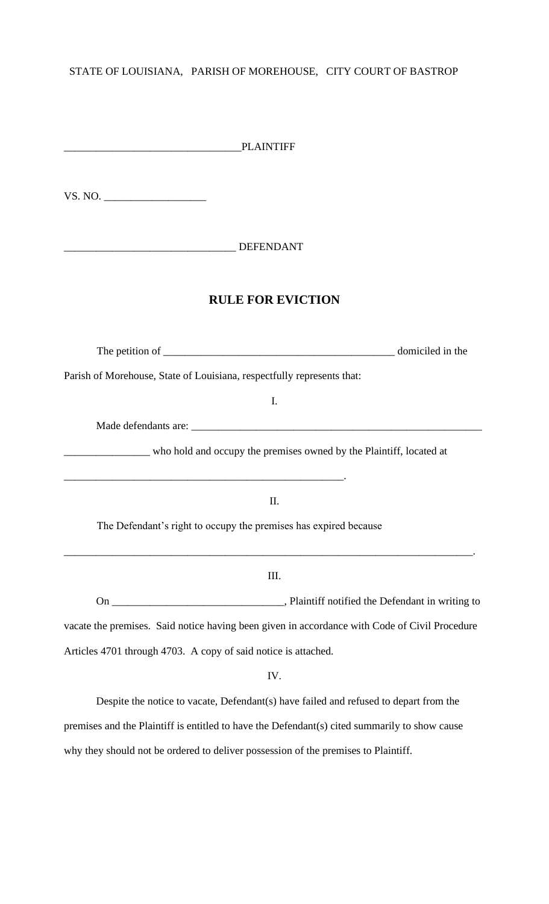STATE OF LOUISIANA, PARISH OF MOREHOUSE, CITY COURT OF BASTROP

________________________________PLAINTIFF

VS. NO. ___________________

_______________________________ DEFENDANT

## RULE FOR EVICTION

The petition of ___________________________________________ domiciled in the Parish of Morehouse, State of Louisiana, respectfully represents that:

I.

Made defendants are: ________________________________________________________ ________________ who hold and occupy the premises owned by the Plaintiff, located at ______________________________________________________.

II.

The Defendant's right to occupy the premises has expired because ________________________________________________________________________________.

III.

On _______________________________, Plaintiff notified the Defendant in writing to vacate the premises. Said notice having been given in accordance with Code of Civil Procedure Articles 4701 through 4703. A copy of said notice is attached.

IV.

Despite the notice to vacate, Defendant(s) have failed and refused to depart from the premises and the Plaintiff is entitled to have the Defendant(s) cited summarily to show cause why they should not be ordered to deliver possession of the premises to Plaintiff.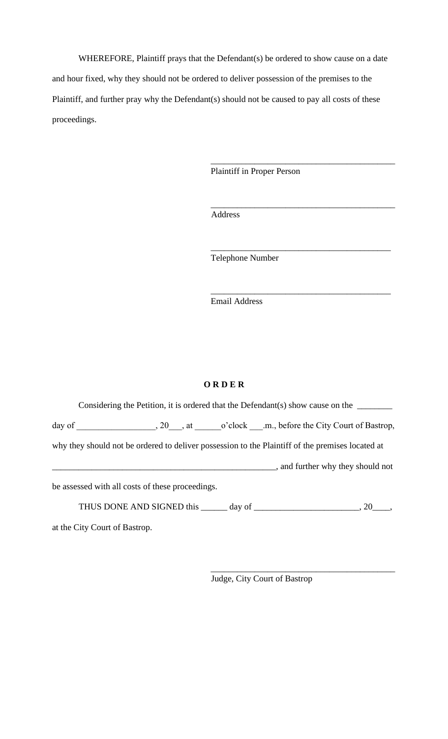WHEREFORE, Plaintiff prays that the Defendant(s) be ordered to show cause on a date and hour fixed, why they should not be ordered to deliver possession of the premises to the Plaintiff, and further pray why the Defendant(s) should not be caused to pay all costs of these proceedings.

___________________________________________
Plaintiff in Proper Person

___________________________________________
Address

__________________________________________
Telephone Number

__________________________________________
Email Address

**O R D E R**

Considering the Petition, it is ordered that the Defendant(s) show cause on the ________ day of _________________, 20___, at ______o'clock ___.m., before the City Court of Bastrop, why they should not be ordered to deliver possession to the Plaintiff of the premises located at _____________________________________________________, and further why they should not be assessed with all costs of these proceedings.

THUS DONE AND SIGNED this ______ day of _______________________, 20____, at the City Court of Bastrop.

___________________________________________
Judge, City Court of Bastrop